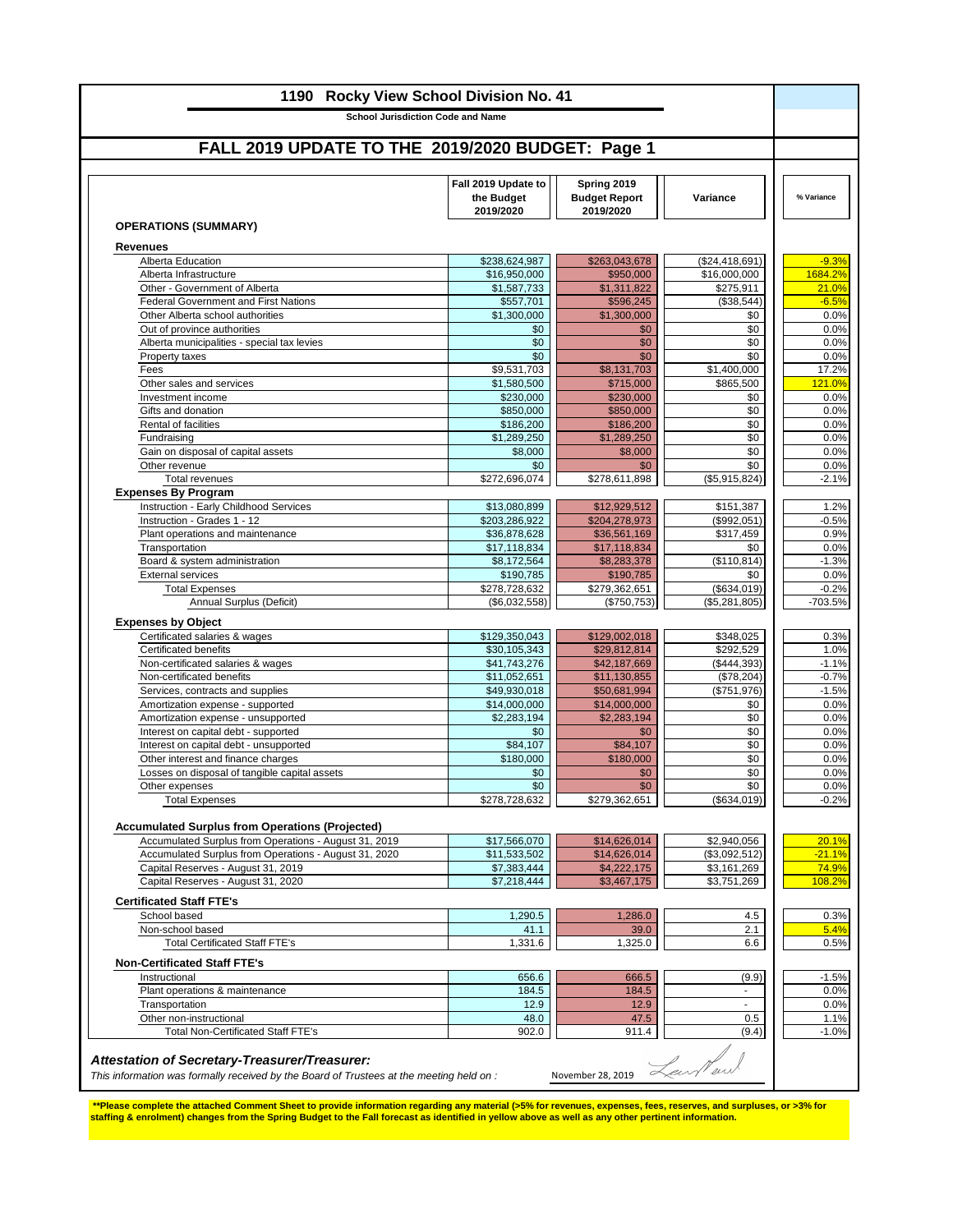# 1190 Rocky View School Division No. 41

**School Jurisdiction Code and Name**

## FALL 2019 UPDATE TO THE 2019/2020 BUDGET: Page 1

| OPERATIONS (SUMMARY) | Fall 2019 Update to the Budget 2019/2020 | Spring 2019 Budget Report 2019/2020 | Variance | % Variance |
|---|---|---|---|---|
| **Revenues** | | | | |
| Alberta Education | $238,624,987 | $263,043,678 | ($24,418,691) | -9.3% |
| Alberta Infrastructure | $16,950,000 | $950,000 | $16,000,000 | 1684.2% |
| Other - Government of Alberta | $1,587,733 | $1,311,822 | $275,911 | 21.0% |
| Federal Government and First Nations | $557,701 | $596,245 | ($38,544) | -6.5% |
| Other Alberta school authorities | $1,300,000 | $1,300,000 | $0 | 0.0% |
| Out of province authorities | $0 | $0 | $0 | 0.0% |
| Alberta municipalities - special tax levies | $0 | $0 | $0 | 0.0% |
| Property taxes | $0 | $0 | $0 | 0.0% |
| Fees | $9,531,703 | $8,131,703 | $1,400,000 | 17.2% |
| Other sales and services | $1,580,500 | $715,000 | $865,500 | 121.0% |
| Investment income | $230,000 | $230,000 | $0 | 0.0% |
| Gifts and donation | $850,000 | $850,000 | $0 | 0.0% |
| Rental of facilities | $186,200 | $186,200 | $0 | 0.0% |
| Fundraising | $1,289,250 | $1,289,250 | $0 | 0.0% |
| Gain on disposal of capital assets | $8,000 | $8,000 | $0 | 0.0% |
| Other revenue | $0 | $0 | $0 | 0.0% |
| Total revenues | $272,696,074 | $278,611,898 | ($5,915,824) | -2.1% |
| **Expenses By Program** | | | | |
| Instruction - Early Childhood Services | $13,080,899 | $12,929,512 | $151,387 | 1.2% |
| Instruction - Grades 1 - 12 | $203,286,922 | $204,278,973 | ($992,051) | -0.5% |
| Plant operations and maintenance | $36,878,628 | $36,561,169 | $317,459 | 0.9% |
| Transportation | $17,118,834 | $17,118,834 | $0 | 0.0% |
| Board & system administration | $8,172,564 | $8,283,378 | ($110,814) | -1.3% |
| External services | $190,785 | $190,785 | $0 | 0.0% |
| Total Expenses | $278,728,632 | $279,362,651 | ($634,019) | -0.2% |
| Annual Surplus (Deficit) | ($6,032,558) | ($750,753) | ($5,281,805) | -703.5% |
| **Expenses by Object** | | | | |
| Certificated salaries & wages | $129,350,043 | $129,002,018 | $348,025 | 0.3% |
| Certificated benefits | $30,105,343 | $29,812,814 | $292,529 | 1.0% |
| Non-certificated salaries & wages | $41,743,276 | $42,187,669 | ($444,393) | -1.1% |
| Non-certificated benefits | $11,052,651 | $11,130,855 | ($78,204) | -0.7% |
| Services, contracts and supplies | $49,930,018 | $50,681,994 | ($751,976) | -1.5% |
| Amortization expense - supported | $14,000,000 | $14,000,000 | $0 | 0.0% |
| Amortization expense - unsupported | $2,283,194 | $2,283,194 | $0 | 0.0% |
| Interest on capital debt - supported | $0 | $0 | $0 | 0.0% |
| Interest on capital debt - unsupported | $84,107 | $84,107 | $0 | 0.0% |
| Other interest and finance charges | $180,000 | $180,000 | $0 | 0.0% |
| Losses on disposal of tangible capital assets | $0 | $0 | $0 | 0.0% |
| Other expenses | $0 | $0 | $0 | 0.0% |
| Total Expenses | $278,728,632 | $279,362,651 | ($634,019) | -0.2% |
| **Accumulated Surplus from Operations (Projected)** | | | | |
| Accumulated Surplus from Operations - August 31, 2019 | $17,566,070 | $14,626,014 | $2,940,056 | 20.1% |
| Accumulated Surplus from Operations - August 31, 2020 | $11,533,502 | $14,626,014 | ($3,092,512) | -21.1% |
| Capital Reserves - August 31, 2019 | $7,383,444 | $4,222,175 | $3,161,269 | 74.9% |
| Capital Reserves - August 31, 2020 | $7,218,444 | $3,467,175 | $3,751,269 | 108.2% |
| **Certificated Staff FTE's** | | | | |
| School based | 1,290.5 | 1,286.0 | 4.5 | 0.3% |
| Non-school based | 41.1 | 39.0 | 2.1 | 5.4% |
| Total Certificated Staff FTE's | 1,331.6 | 1,325.0 | 6.6 | 0.5% |
| **Non-Certificated Staff FTE's** | | | | |
| Instructional | 656.6 | 666.5 | (9.9) | -1.5% |
| Plant operations & maintenance | 184.5 | 184.5 | - | 0.0% |
| Transportation | 12.9 | 12.9 | - | 0.0% |
| Other non-instructional | 48.0 | 47.5 | 0.5 | 1.1% |
| Total Non-Certificated Staff FTE's | 902.0 | 911.4 | (9.4) | -1.0% |

***Attestation of Secretary-Treasurer/Treasurer:***

*This information was formally received by the Board of Trustees at the meeting held on :* November 28, 2019

**\*\*Please complete the attached Comment Sheet to provide information regarding any material (>5% for revenues, expenses, fees, reserves, and surpluses, or >3% for staffing & enrolment) changes from the Spring Budget to the Fall forecast as identified in yellow above as well as any other pertinent information.**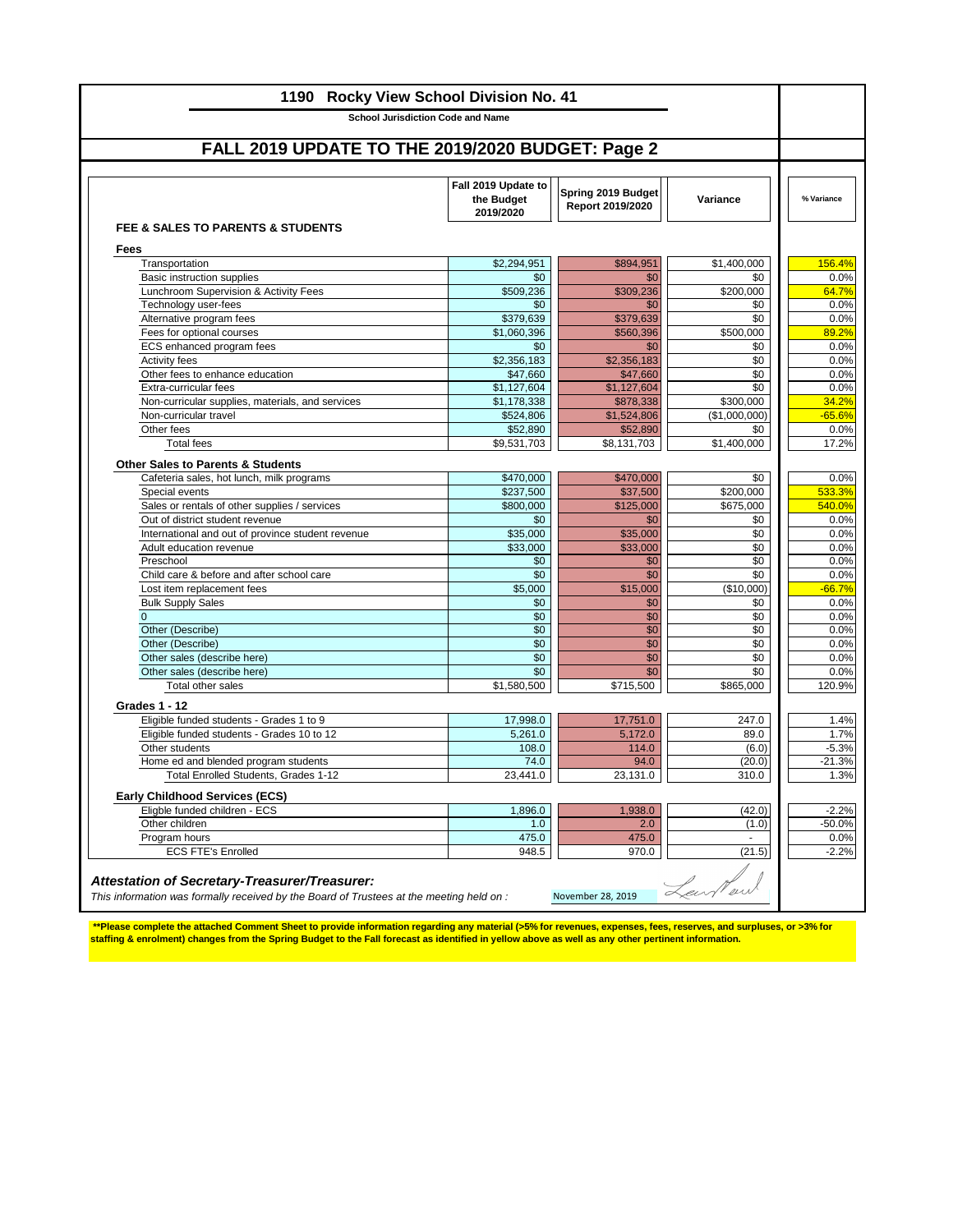# 1190 Rocky View School Division No. 41

**School Jurisdiction Code and Name**

## FALL 2019 UPDATE TO THE 2019/2020 BUDGET: Page 2

| | Fall 2019 Update to the Budget 2019/2020 | Spring 2019 Budget Report 2019/2020 | Variance | % Variance |
|---|---|---|---|---|
| **FEE & SALES TO PARENTS & STUDENTS** | | | | |
| **Fees** | | | | |
| Transportation | $2,294,951 | $894,951 | $1,400,000 | 156.4% |
| Basic instruction supplies | $0 | $0 | $0 | 0.0% |
| Lunchroom Supervision & Activity Fees | $509,236 | $309,236 | $200,000 | 64.7% |
| Technology user-fees | $0 | $0 | $0 | 0.0% |
| Alternative program fees | $379,639 | $379,639 | $0 | 0.0% |
| Fees for optional courses | $1,060,396 | $560,396 | $500,000 | 89.2% |
| ECS enhanced program fees | $0 | $0 | $0 | 0.0% |
| Activity fees | $2,356,183 | $2,356,183 | $0 | 0.0% |
| Other fees to enhance education | $47,660 | $47,660 | $0 | 0.0% |
| Extra-curricular fees | $1,127,604 | $1,127,604 | $0 | 0.0% |
| Non-curricular supplies, materials, and services | $1,178,338 | $878,338 | $300,000 | 34.2% |
| Non-curricular travel | $524,806 | $1,524,806 | ($1,000,000) | -65.6% |
| Other fees | $52,890 | $52,890 | $0 | 0.0% |
| Total fees | $9,531,703 | $8,131,703 | $1,400,000 | 17.2% |
| **Other Sales to Parents & Students** | | | | |
| Cafeteria sales, hot lunch, milk programs | $470,000 | $470,000 | $0 | 0.0% |
| Special events | $237,500 | $37,500 | $200,000 | 533.3% |
| Sales or rentals of other supplies / services | $800,000 | $125,000 | $675,000 | 540.0% |
| Out of district student revenue | $0 | $0 | $0 | 0.0% |
| International and out of province student revenue | $35,000 | $35,000 | $0 | 0.0% |
| Adult education revenue | $33,000 | $33,000 | $0 | 0.0% |
| Preschool | $0 | $0 | $0 | 0.0% |
| Child care & before and after school care | $0 | $0 | $0 | 0.0% |
| Lost item replacement fees | $5,000 | $15,000 | ($10,000) | -66.7% |
| Bulk Supply Sales | $0 | $0 | $0 | 0.0% |
| 0 | $0 | $0 | $0 | 0.0% |
| Other (Describe) | $0 | $0 | $0 | 0.0% |
| Other (Describe) | $0 | $0 | $0 | 0.0% |
| Other sales (describe here) | $0 | $0 | $0 | 0.0% |
| Other sales (describe here) | $0 | $0 | $0 | 0.0% |
| Total other sales | $1,580,500 | $715,500 | $865,000 | 120.9% |
| **Grades 1 - 12** | | | | |
| Eligible funded students - Grades 1 to 9 | 17,998.0 | 17,751.0 | 247.0 | 1.4% |
| Eligible funded students - Grades 10 to 12 | 5,261.0 | 5,172.0 | 89.0 | 1.7% |
| Other students | 108.0 | 114.0 | (6.0) | -5.3% |
| Home ed and blended program students | 74.0 | 94.0 | (20.0) | -21.3% |
| Total Enrolled Students, Grades 1-12 | 23,441.0 | 23,131.0 | 310.0 | 1.3% |
| **Early Childhood Services (ECS)** | | | | |
| Eligble funded children - ECS | 1,896.0 | 1,938.0 | (42.0) | -2.2% |
| Other children | 1.0 | 2.0 | (1.0) | -50.0% |
| Program hours | 475.0 | 475.0 | - | 0.0% |
| ECS FTE's Enrolled | 948.5 | 970.0 | (21.5) | -2.2% |

***Attestation of Secretary-Treasurer/Treasurer:***

*This information was formally received by the Board of Trustees at the meeting held on :* November 28, 2019

**\*\*Please complete the attached Comment Sheet to provide information regarding any material (>5% for revenues, expenses, fees, reserves, and surpluses, or >3% for staffing & enrolment) changes from the Spring Budget to the Fall forecast as identified in yellow above as well as any other pertinent information.**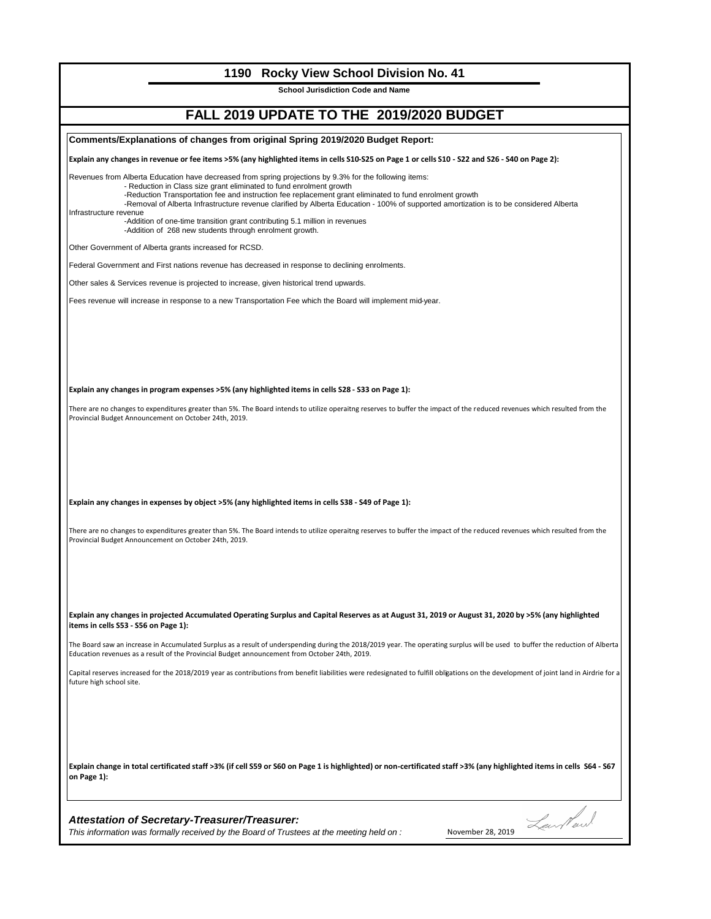# 1190 Rocky View School Division No. 41

**School Jurisdiction Code and Name**

## FALL 2019 UPDATE TO THE 2019/2020 BUDGET

**Comments/Explanations of changes from original Spring 2019/2020 Budget Report:**

**Explain any changes in revenue or fee items >5% (any highlighted items in cells S10-S25 on Page 1 or cells S10 - S22 and S26 - S40 on Page 2):**

Revenues from Alberta Education have decreased from spring projections by 9.3% for the following items:
- Reduction in Class size grant eliminated to fund enrolment growth
- Reduction Transportation fee and instruction fee replacement grant eliminated to fund enrolment growth
- Removal of Alberta Infrastructure revenue clarified by Alberta Education - 100% of supported amortization is to be considered Alberta Infrastructure revenue
- Addition of one-time transition grant contributing 5.1 million in revenues
- Addition of 268 new students through enrolment growth.

Other Government of Alberta grants increased for RCSD.

Federal Government and First nations revenue has decreased in response to declining enrolments.

Other sales & Services revenue is projected to increase, given historical trend upwards.

Fees revenue will increase in response to a new Transportation Fee which the Board will implement mid-year.

**Explain any changes in program expenses >5% (any highlighted items in cells S28 - S33 on Page 1):**

There are no changes to expenditures greater than 5%. The Board intends to utilize operaitng reserves to buffer the impact of the reduced revenues which resulted from the Provincial Budget Announcement on October 24th, 2019.

**Explain any changes in expenses by object >5% (any highlighted items in cells S38 - S49 of Page 1):**

There are no changes to expenditures greater than 5%. The Board intends to utilize operaitng reserves to buffer the impact of the reduced revenues which resulted from the Provincial Budget Announcement on October 24th, 2019.

**Explain any changes in projected Accumulated Operating Surplus and Capital Reserves as at August 31, 2019 or August 31, 2020 by >5% (any highlighted items in cells S53 - S56 on Page 1):**

The Board saw an increase in Accumulated Surplus as a result of underspending during the 2018/2019 year. The operating surplus will be used to buffer the reduction of Alberta Education revenues as a result of the Provincial Budget announcement from October 24th, 2019.

Capital reserves increased for the 2018/2019 year as contributions from benefit liabilities were redesignated to fulfill obligations on the development of joint land in Airdrie for a future high school site.

**Explain change in total certificated staff >3% (if cell S59 or S60 on Page 1 is highlighted) or non-certificated staff >3% (any highlighted items in cells S64 - S67 on Page 1):**

***Attestation of Secretary-Treasurer/Treasurer:***

*This information was formally received by the Board of Trustees at the meeting held on :* November 28, 2019